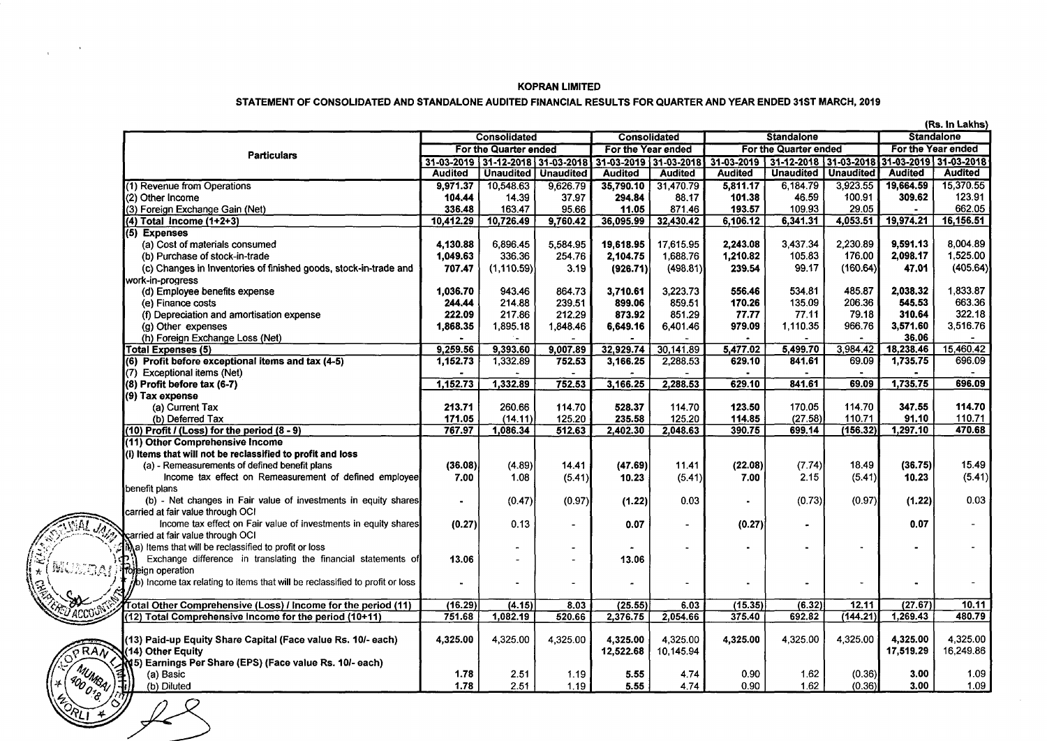# KOPRAN LIMITED

## STATEMENT OF CONSOLIDATED AND STANDALONE AUDITED FINANCIAL RESULTS FOR QUARTER AND YEAR ENDED 31ST MARCH, 2019

(Rs. In Lakhs)

| Particulars | Consolidated | | | Consolidated | | Standalone | | | Standalone | |
|---|---|---|---|---|---|---|---|---|---|---|
| | For the Quarter ended | | | For the Year ended | | For the Quarter ended | | | For the Year ended | |
| | 31-03-2019 | 31-12-2018 | 31-03-2018 | 31-03-2019 | 31-03-2018 | 31-03-2019 | 31-12-2018 | 31-03-2018 | 31-03-2019 | 31-03-2018 |
| | Audited | Unaudited | Unaudited | Audited | Audited | Audited | Unaudited | Unaudited | Audited | Audited |
| (1) Revenue from Operations | 9,971.37 | 10,548.63 | 9,626.79 | 35,790.10 | 31,470.79 | 5,811.17 | 6,184.79 | 3,923.55 | 19,664.59 | 15,370.55 |
| (2) Other Income | 104.44 | 14.39 | 37.97 | 294.84 | 88.17 | 101.38 | 46.59 | 100.91 | 309.62 | 123.91 |
| (3) Foreign Exchange Gain (Net) | 336.48 | 163.47 | 95.66 | 11.05 | 871.46 | 193.57 | 109.93 | 29.05 | - | 662.05 |
| (4) Total Income (1+2+3) | 10,412.29 | 10,726.49 | 9,760.42 | 36,095.99 | 32,430.42 | 6,106.12 | 6,341.31 | 4,053.51 | 19,974.21 | 16,156.51 |
| (5) Expenses | | | | | | | | | | |
| (a) Cost of materials consumed | 4,130.88 | 6,896.45 | 5,584.95 | 19,618.95 | 17,615.95 | 2,243.08 | 3,437.34 | 2,230.89 | 9,591.13 | 8,004.89 |
| (b) Purchase of stock-in-trade | 1,049.63 | 336.36 | 254.76 | 2,104.75 | 1,688.76 | 1,210.82 | 105.83 | 176.00 | 2,098.17 | 1,525.00 |
| (c) Changes in Inventories of finished goods, stock-in-trade and work-in-progress | 707.47 | (1,110.59) | 3.19 | (926.71) | (498.81) | 239.54 | 99.17 | (160.64) | 47.01 | (405.64) |
| (d) Employee benefits expense | 1,036.70 | 943.46 | 864.73 | 3,710.61 | 3,223.73 | 556.46 | 534.81 | 485.87 | 2,038.32 | 1,833.87 |
| (e) Finance costs | 244.44 | 214.88 | 239.51 | 899.06 | 859.51 | 170.26 | 135.09 | 206.36 | 545.53 | 663.36 |
| (f) Depreciation and amortisation expense | 222.09 | 217.86 | 212.29 | 873.92 | 851.29 | 77.77 | 77.11 | 79.18 | 310.64 | 322.18 |
| (g) Other expenses | 1,868.35 | 1,895.18 | 1,848.46 | 6,649.16 | 6,401.46 | 979.09 | 1,110.35 | 966.76 | 3,571.60 | 3,516.76 |
| (h) Foreign Exchange Loss (Net) | - | - | - | - | - | - | - | - | 36.06 | - |
| Total Expenses (5) | 9,259.56 | 9,393.60 | 9,007.89 | 32,929.74 | 30,141.89 | 5,477.02 | 5,499.70 | 3,984.42 | 18,238.46 | 15,460.42 |
| (6) Profit before exceptional items and tax (4-5) | 1,152.73 | 1,332.89 | 752.53 | 3,166.25 | 2,288.53 | 629.10 | 841.61 | 69.09 | 1,735.75 | 696.09 |
| (7) Exceptional items (Net) | - | - | - | - | - | - | - | - | - | - |
| (8) Profit before tax (6-7) | 1,152.73 | 1,332.89 | 752.53 | 3,166.25 | 2,288.53 | 629.10 | 841.61 | 69.09 | 1,735.75 | 696.09 |
| (9) Tax expense | | | | | | | | | | |
| (a) Current Tax | 213.71 | 260.66 | 114.70 | 528.37 | 114.70 | 123.50 | 170.05 | 114.70 | 347.55 | 114.70 |
| (b) Deferred Tax | 171.05 | (14.11) | 125.20 | 235.58 | 125.20 | 114.85 | (27.58) | 110.71 | 91.10 | 110.71 |
| (10) Profit / (Loss) for the period (8 - 9) | 767.97 | 1,086.34 | 512.63 | 2,402.30 | 2,048.63 | 390.75 | 699.14 | (156.32) | 1,297.10 | 470.68 |
| (11) Other Comprehensive Income | | | | | | | | | | |
| (i) Items that will not be reclassified to profit and loss | | | | | | | | | | |
| (a) - Remeasurements of defined benefit plans | (36.08) | (4.89) | 14.41 | (47.69) | 11.41 | (22.08) | (7.74) | 18.49 | (36.75) | 15.49 |
| Income tax effect on Remeasurement of defined employee benefit plans | 7.00 | 1.08 | (5.41) | 10.23 | (5.41) | 7.00 | 2.15 | (5.41) | 10.23 | (5.41) |
| (b) - Net changes in Fair value of investments in equity shares carried at fair value through OCI | - | (0.47) | (0.97) | (1.22) | 0.03 | - | (0.73) | (0.97) | (1.22) | 0.03 |
| Income tax effect on Fair value of investments in equity shares carried at fair value through OCI | (0.27) | 0.13 | - | 0.07 | - | (0.27) | - | | 0.07 | - |
| (ii) a) Items that will be reclassified to profit or loss | | - | - | - | - | - | - | - | - | - |
| Exchange difference in translating the financial statements of foreign operation | 13.06 | - | - | 13.06 | | | | | | |
| b) Income tax relating to items that will be reclassified to profit or loss | - | - | - | - | - | - | - | - | - | - |
| Total Other Comprehensive (Loss) / Income for the period (11) | (16.29) | (4.15) | 8.03 | (25.55) | 6.03 | (15.35) | (6.32) | 12.11 | (27.67) | 10.11 |
| (12) Total Comprehensive Income for the period (10+11) | 751.68 | 1,082.19 | 520.66 | 2,376.75 | 2,054.66 | 375.40 | 692.82 | (144.21) | 1,269.43 | 480.79 |
| (13) Paid-up Equity Share Capital (Face value Rs. 10/- each) | 4,325.00 | 4,325.00 | 4,325.00 | 4,325.00 | 4,325.00 | 4,325.00 | 4,325.00 | 4,325.00 | 4,325.00 | 4,325.00 |
| (14) Other Equity | | | | 12,522.68 | 10,145.94 | | | | 17,519.29 | 16,249.86 |
| (15) Earnings Per Share (EPS) (Face value Rs. 10/- each) | | | | | | | | | | |
| (a) Basic | 1.78 | 2.51 | 1.19 | 5.55 | 4.74 | 0.90 | 1.62 | (0.36) | 3.00 | 1.09 |
| (b) Diluted | 1.78 | 2.51 | 1.19 | 5.55 | 4.74 | 0.90 | 1.62 | (0.36) | 3.00 | 1.09 |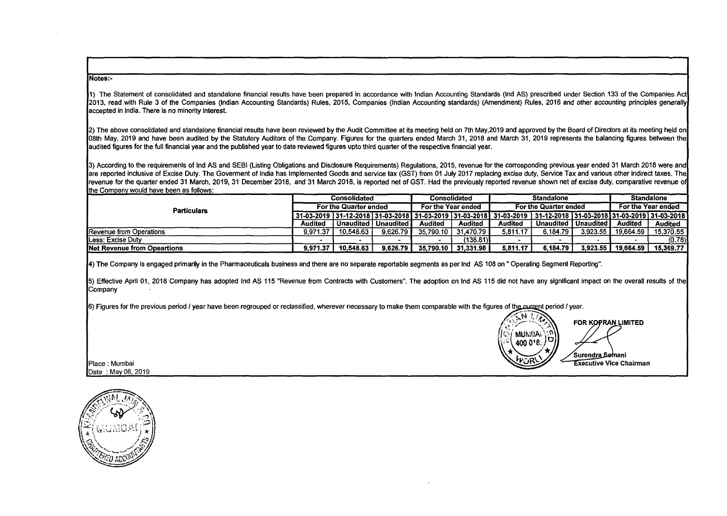**Notes:-**

1) The Statement of consolidated and standalone financial results have been prepared in accordance with Indian Accounting Standards (Ind AS) prescribed under Section 133 of the Companies Act 2013, read with Rule 3 of the Companies (Indian Accounting Standards) Rules, 2015, Companies (Indian Accounting standards) (Amendment) Rules, 2016 and other accounting principles generally accepted in India. There is no minority interest.

2) The above consolidated and standalone financial results have been reviewed by the Audit Committee at its meeting held on 7th May,2019 and approved by the Board of Directors at its meeting held on 08th May, 2019 and have been audited by the Statutory Auditors of the Company. Figures for the quarters ended March 31, 2018 and March 31, 2019 represents the balancing figures between the audited figures for the full financial year and the published year to date reviewed figures upto third quarter of the respective financial year.

3) According to the requiremenls of Ind AS and SEBI (Listing Obligations and Disclosure Requirements) Regulations, 2015, revenue for the corrosponding previous year ended 31 March 2018 were and are reported inclusive of Excise Duty. The Goverment of India has Implemented Goods and service tax (GST) from 01 July 2017 replacing excise duty, Service Tax and various other indirect taxes. The revenue for the quarter ended 31 March, 2019, 31 December 2018, and 31 March 2018, is reported net of GST. Had the previously reported revenue shown net of excise duty, comparative revenue of the Company would have been as follows:

| Particulars | Consolidated | | | Consolidated | | Standalone | | | Standalone | |
|---|---|---|---|---|---|---|---|---|---|---|
| | For the Quarter ended | | | For the Year ended | | For the Quarter ended | | | For the Year ended | |
| | 31-03-2019 | 31-12-2018 | 31-03-2018 | 31-03-2019 | 31-03-2018 | 31-03-2019 | 31-12-2018 | 31-03-2018 | 31-03-2019 | 31-03-2018 |
| | Audited | Unaudited | Unaudited | Audited | Audited | Audited | Unaudited | Unaudited | Audited | Audited |
| Revenue from Operations | 9,971.37 | 10,548.63 | 9,626.79 | 35,790.10 | 31,470.79 | 5,811.17 | 6,184.79 | 3,923.55 | 19,664.59 | 15,370.55 |
| Less: Excise Duty | - | - | - | - | (138.81) | - | - | - | - | (0.78) |
| **Net Revenue from Opeartions** | **9,971.37** | **10,548.63** | **9,626.79** | **35,790.10** | **31,331.98** | **5,811.17** | **6,184.79** | **3,923.55** | **19,664.59** | **15,369.77** |

4) The Company is engaged primarily in the Pharmaceuticals business and there are no separate reportable segments as per Ind AS 108 on " Operating Segment Reporting".

5) Effective April 01, 2018 Company has adopted Ind AS 115 "Revenue from Contracts with Customers". The adoption on Ind AS 115 did not have any significant impact on the overall results of the Company

6) Figures for the previous period / year have been regrouped or reclassified, wherever necessary to make them comparable with the figures of the current period / year.

FOR KOPRAN LIMITED

Surendra Somani
Executive Vice Chairman

Place : Mumbai
Date : May 08, 2019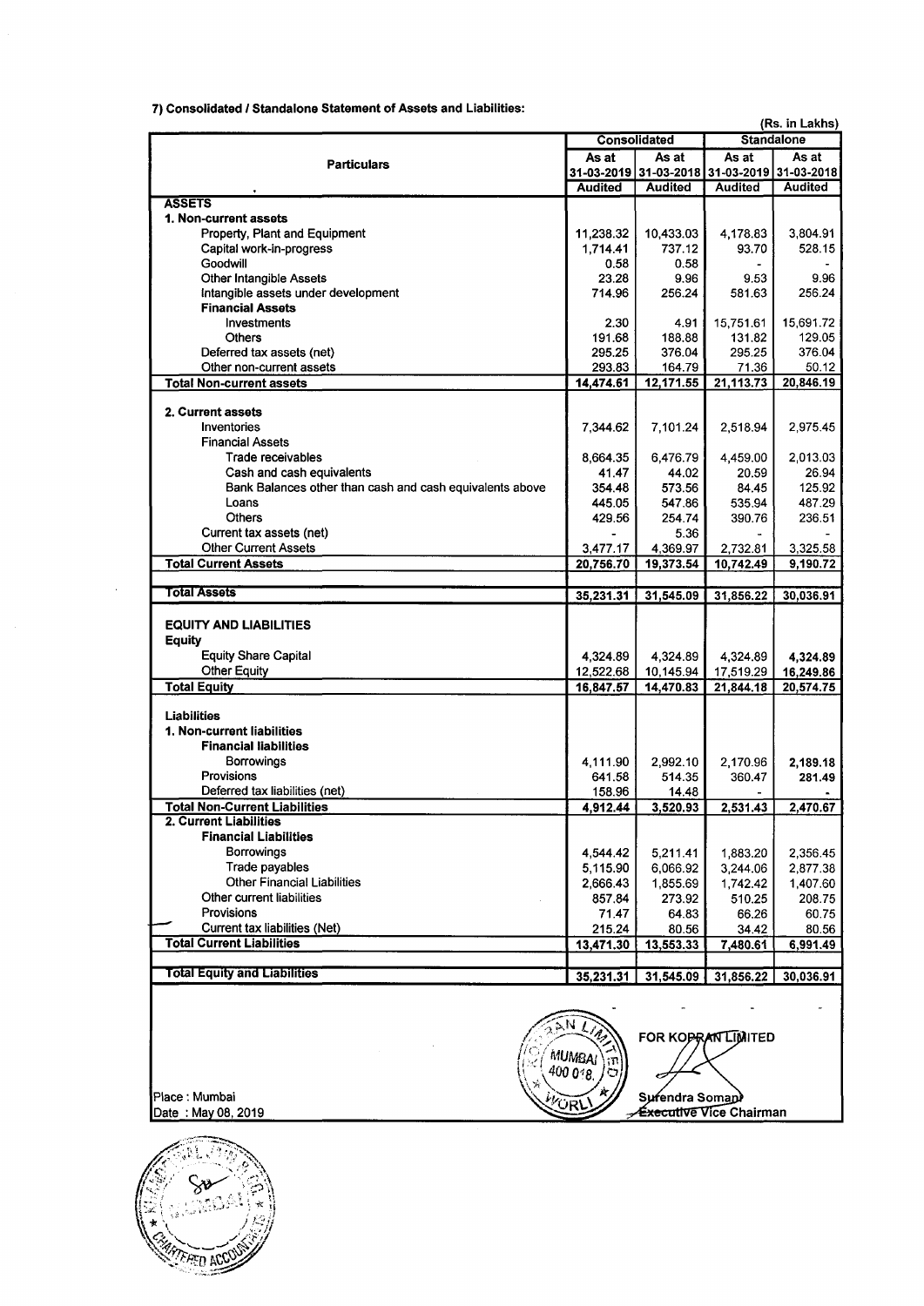### 7) Consolidated / Standalone Statement of Assets and Liabilities:

(Rs. in Lakhs)

| Particulars | Consolidated | | Standalone | |
|---|---|---|---|---|
| | As at 31-03-2019 | As at 31-03-2018 | As at 31-03-2019 | As at 31-03-2018 |
| | Audited | Audited | Audited | Audited |
| **ASSETS** | | | | |
| **1. Non-current assets** | | | | |
| Property, Plant and Equipment | 11,238.32 | 10,433.03 | 4,178.83 | 3,804.91 |
| Capital work-in-progress | 1,714.41 | 737.12 | 93.70 | 528.15 |
| Goodwill | 0.58 | 0.58 | - | - |
| Other Intangible Assets | 23.28 | 9.96 | 9.53 | 9.96 |
| Intangible assets under development | 714.96 | 256.24 | 581.63 | 256.24 |
| **Financial Assets** | | | | |
| Investments | 2.30 | 4.91 | 15,751.61 | 15,691.72 |
| Others | 191.68 | 188.88 | 131.82 | 129.05 |
| Deferred tax assets (net) | 295.25 | 376.04 | 295.25 | 376.04 |
| Other non-current assets | 293.83 | 164.79 | 71.36 | 50.12 |
| **Total Non-current assets** | 14,474.61 | 12,171.55 | 21,113.73 | 20,846.19 |
| **2. Current assets** | | | | |
| Inventories | 7,344.62 | 7,101.24 | 2,518.94 | 2,975.45 |
| Financial Assets | | | | |
| Trade receivables | 8,664.35 | 6,476.79 | 4,459.00 | 2,013.03 |
| Cash and cash equivalents | 41.47 | 44.02 | 20.59 | 26.94 |
| Bank Balances other than cash and cash equivalents above | 354.48 | 573.56 | 84.45 | 125.92 |
| Loans | 445.05 | 547.86 | 535.94 | 487.29 |
| Others | 429.56 | 254.74 | 390.76 | 236.51 |
| Current tax assets (net) | - | 5.36 | - | - |
| Other Current Assets | 3,477.17 | 4,369.97 | 2,732.81 | 3,325.58 |
| **Total Current Assets** | 20,756.70 | 19,373.54 | 10,742.49 | 9,190.72 |
| **Total Assets** | 35,231.31 | 31,545.09 | 31,856.22 | 30,036.91 |
| **EQUITY AND LIABILITIES** | | | | |
| **Equity** | | | | |
| Equity Share Capital | 4,324.89 | 4,324.89 | 4,324.89 | 4,324.89 |
| Other Equity | 12,522.68 | 10,145.94 | 17,519.29 | 16,249.86 |
| **Total Equity** | 16,847.57 | 14,470.83 | 21,844.18 | 20,574.75 |
| **Liabilities** | | | | |
| **1. Non-current liabilities** | | | | |
| **Financial liabilities** | | | | |
| Borrowings | 4,111.90 | 2,992.10 | 2,170.96 | 2,189.18 |
| Provisions | 641.58 | 514.35 | 360.47 | 281.49 |
| Deferred tax liabilities (net) | 158.96 | 14.48 | - | - |
| **Total Non-Current Liabilities** | 4,912.44 | 3,520.93 | 2,531.43 | 2,470.67 |
| **2. Current Liabilities** | | | | |
| **Financial Liabilities** | | | | |
| Borrowings | 4,544.42 | 5,211.41 | 1,883.20 | 2,356.45 |
| Trade payables | 5,115.90 | 6,066.92 | 3,244.06 | 2,877.38 |
| Other Financial Liabilities | 2,666.43 | 1,855.69 | 1,742.42 | 1,407.60 |
| Other current liabilities | 857.84 | 273.92 | 510.25 | 208.75 |
| Provisions | 71.47 | 64.83 | 66.26 | 60.75 |
| Current tax liabilities (Net) | 215.24 | 80.56 | 34.42 | 80.56 |
| **Total Current Liabilities** | 13,471.30 | 13,553.33 | 7,480.61 | 6,991.49 |
| **Total Equity and Liabilities** | 35,231.31 | 31,545.09 | 31,856.22 | 30,036.91 |

FOR KOPRAN LIMITED

Surendra Somani
Executive Vice Chairman

Place : Mumbai
Date : May 08, 2019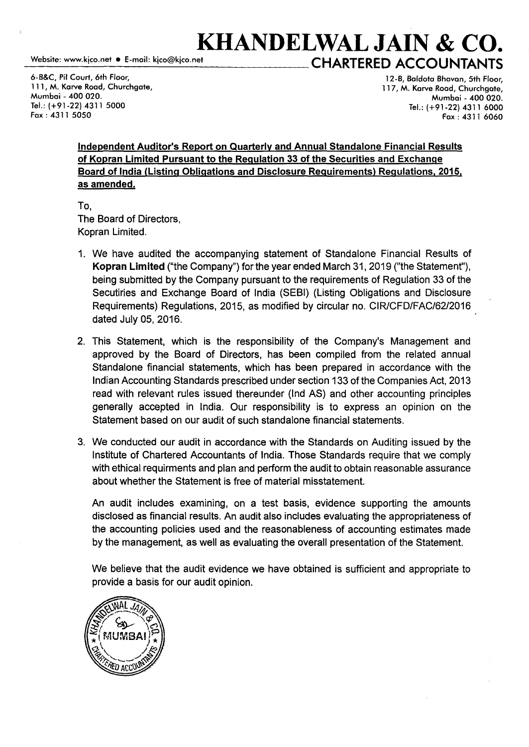# KHANDELWAL JAIN & CO.

Website: www.kjco.net • E-mail: kjco@kjco.net

## CHARTERED ACCOUNTANTS

6-B&C, Pil Court, 6th Floor,
111, M. Karve Road, Churchgate,
Mumbai - 400 020.
Tel.: (+91-22) 4311 5000
Fax : 4311 5050

12-B, Baldota Bhavan, 5th Floor,
117, M. Karve Road, Churchgate,
Mumbai - 400 020.
Tel.: (+91-22) 4311 6000
Fax : 4311 6060

**Independent Auditor's Report on Quarterly and Annual Standalone Financial Results of Kopran Limited Pursuant to the Regulation 33 of the Securities and Exchange Board of India (Listing Obligations and Disclosure Requirements) Regulations, 2015, as amended.**

To,
The Board of Directors,
Kopran Limited.

1. We have audited the accompanying statement of Standalone Financial Results of **Kopran Limited** ("the Company") for the year ended March 31, 2019 ("the Statement"), being submitted by the Company pursuant to the requirements of Regulation 33 of the Secutiries and Exchange Board of India (SEBI) (Listing Obligations and Disclosure Requirements) Regulations, 2015, as modified by circular no. CIR/CFD/FAC/62/2016 dated July 05, 2016.

2. This Statement, which is the responsibility of the Company's Management and approved by the Board of Directors, has been compiled from the related annual Standalone financial statements, which has been prepared in accordance with the Indian Accounting Standards prescribed under section 133 of the Companies Act, 2013 read with relevant rules issued thereunder (Ind AS) and other accounting principles generally accepted in India. Our responsibility is to express an opinion on the Statement based on our audit of such standalone financial statements.

3. We conducted our audit in accordance with the Standards on Auditing issued by the Institute of Chartered Accountants of India. Those Standards require that we comply with ethical requirments and plan and perform the audit to obtain reasonable assurance about whether the Statement is free of material misstatement.

   An audit includes examining, on a test basis, evidence supporting the amounts disclosed as financial results. An audit also includes evaluating the appropriateness of the accounting policies used and the reasonableness of accounting estimates made by the management, as well as evaluating the overall presentation of the Statement.

   We believe that the audit evidence we have obtained is sufficient and appropriate to provide a basis for our audit opinion.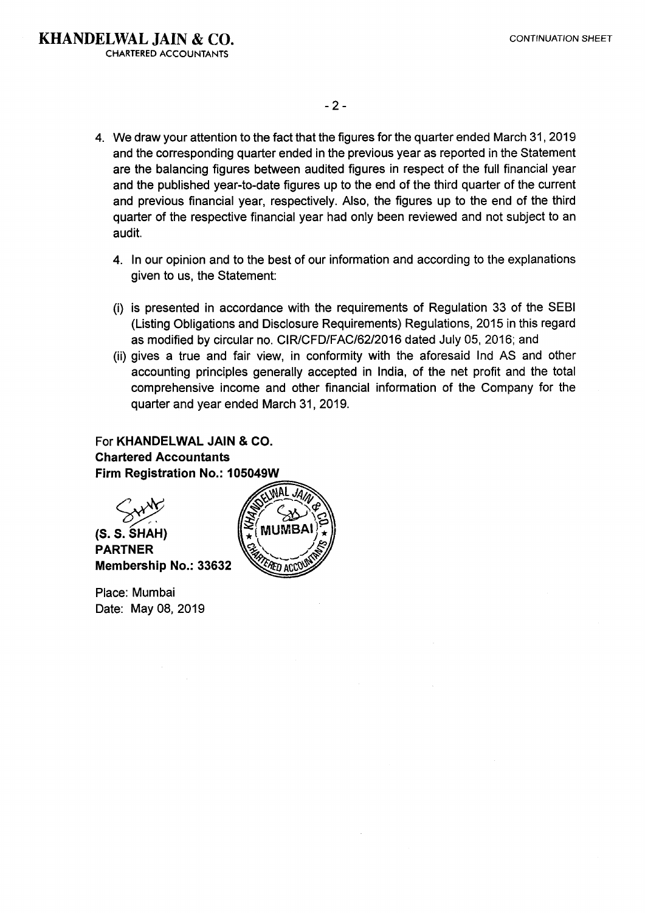**KHANDELWAL JAIN & CO.**
CHARTERED ACCOUNTANTS

CONTINUATION SHEET

4. We draw your attention to the fact that the figures for the quarter ended March 31, 2019 and the corresponding quarter ended in the previous year as reported in the Statement are the balancing figures between audited figures in respect of the full financial year and the published year-to-date figures up to the end of the third quarter of the current and previous financial year, respectively. Also, the figures up to the end of the third quarter of the respective financial year had only been reviewed and not subject to an audit.

4. In our opinion and to the best of our information and according to the explanations given to us, the Statement:

(i) is presented in accordance with the requirements of Regulation 33 of the SEBI (Listing Obligations and Disclosure Requirements) Regulations, 2015 in this regard as modified by circular no. CIR/CFD/FAC/62/2016 dated July 05, 2016; and

(ii) gives a true and fair view, in conformity with the aforesaid Ind AS and other accounting principles generally accepted in India, of the net profit and the total comprehensive income and other financial information of the Company for the quarter and year ended March 31, 2019.

For **KHANDELWAL JAIN & CO.**
**Chartered Accountants**
**Firm Registration No.: 105049W**

**(S. S. SHAH)**
**PARTNER**
**Membership No.: 33632**

Place: Mumbai
Date: May 08, 2019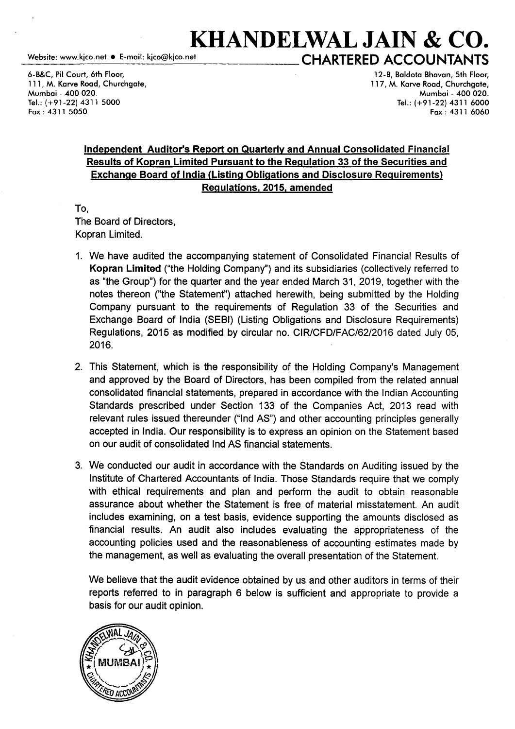# KHANDELWAL JAIN & CO.

## CHARTERED ACCOUNTANTS

Website: www.kjco.net • E-mail: kjco@kjco.net

6-B&C, Pil Court, 6th Floor,
111, M. Karve Road, Churchgate,
Mumbai - 400 020.
Tel.: (+91-22) 4311 5000
Fax : 4311 5050

12-B, Baldota Bhavan, 5th Floor,
117, M. Karve Road, Churchgate,
Mumbai - 400 020.
Tel.: (+91-22) 4311 6000
Fax : 4311 6060

**Independent Auditor's Report on Quarterly and Annual Consolidated Financial Results of Kopran Limited Pursuant to the Regulation 33 of the Securities and Exchange Board of India (Listing Obligations and Disclosure Requirements) Regulations, 2015, amended**

To,
The Board of Directors,
Kopran Limited.

1. We have audited the accompanying statement of Consolidated Financial Results of **Kopran Limited** ("the Holding Company") and its subsidiaries (collectively referred to as "the Group") for the quarter and the year ended March 31, 2019, together with the notes thereon ("the Statement") attached herewith, being submitted by the Holding Company pursuant to the requirements of Regulation 33 of the Securities and Exchange Board of India (SEBI) (Listing Obligations and Disclosure Requirements) Regulations, 2015 as modified by circular no. CIR/CFD/FAC/62/2016 dated July 05, 2016.

2. This Statement, which is the responsibility of the Holding Company's Management and approved by the Board of Directors, has been compiled from the related annual consolidated financial statements, prepared in accordance with the Indian Accounting Standards prescribed under Section 133 of the Companies Act, 2013 read with relevant rules issued thereunder ("Ind AS") and other accounting principles generally accepted in India. Our responsibility is to express an opinion on the Statement based on our audit of consolidated Ind AS financial statements.

3. We conducted our audit in accordance with the Standards on Auditing issued by the Institute of Chartered Accountants of India. Those Standards require that we comply with ethical requirements and plan and perform the audit to obtain reasonable assurance about whether the Statement is free of material misstatement. An audit includes examining, on a test basis, evidence supporting the amounts disclosed as financial results. An audit also includes evaluating the appropriateness of the accounting policies used and the reasonableness of accounting estimates made by the management, as well as evaluating the overall presentation of the Statement.

   We believe that the audit evidence obtained by us and other auditors in terms of their reports referred to in paragraph 6 below is sufficient and appropriate to provide a basis for our audit opinion.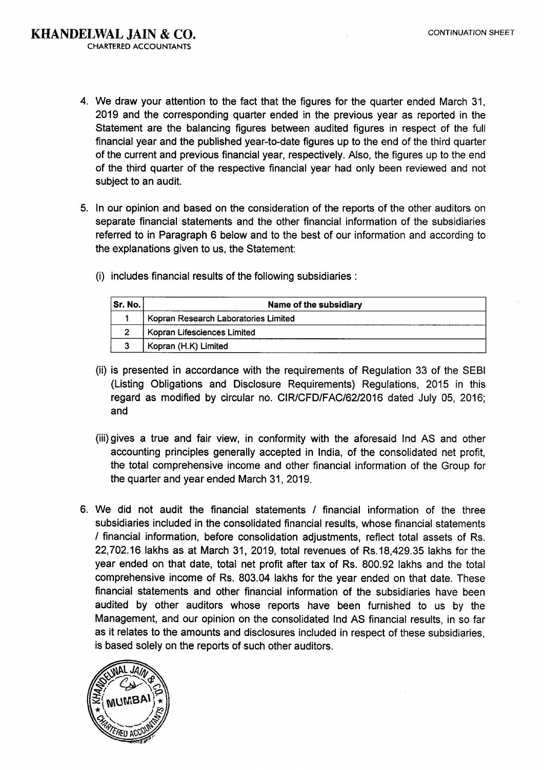4. We draw your attention to the fact that the figures for the quarter ended March 31, 2019 and the corresponding quarter ended in the previous year as reported in the Statement are the balancing figures between audited figures in respect of the full financial year and the published year-to-date figures up to the end of the third quarter of the current and previous financial year, respectively. Also, the figures up to the end of the third quarter of the respective financial year had only been reviewed and not subject to an audit.

5. In our opinion and based on the consideration of the reports of the other auditors on separate financial statements and the other financial information of the subsidiaries referred to in Paragraph 6 below and to the best of our information and according to the explanations given to us, the Statement:

   (i) includes financial results of the following subsidiaries :

| Sr. No. | Name of the subsidiary |
|---|---|
| 1 | Kopran Research Laboratories Limited |
| 2 | Kopran Lifesciences Limited |
| 3 | Kopran (H.K) Limited |

   (ii) is presented in accordance with the requirements of Regulation 33 of the SEBI (Listing Obligations and Disclosure Requirements) Regulations, 2015 in this regard as modified by circular no. CIR/CFD/FAC/62/2016 dated July 05, 2016; and

   (iii) gives a true and fair view, in conformity with the aforesaid Ind AS and other accounting principles generally accepted in India, of the consolidated net profit, the total comprehensive income and other financial information of the Group for the quarter and year ended March 31, 2019.

6. We did not audit the financial statements / financial information of the three subsidiaries included in the consolidated financial results, whose financial statements / financial information, before consolidation adjustments, reflect total assets of Rs. 22,702.16 lakhs as at March 31, 2019, total revenues of Rs.18,429.35 lakhs for the year ended on that date, total net profit after tax of Rs. 800.92 lakhs and the total comprehensive income of Rs. 803.04 lakhs for the year ended on that date. These financial statements and other financial information of the subsidiaries have been audited by other auditors whose reports have been furnished to us by the Management, and our opinion on the consolidated Ind AS financial results, in so far as it relates to the amounts and disclosures included in respect of these subsidiaries, is based solely on the reports of such other auditors.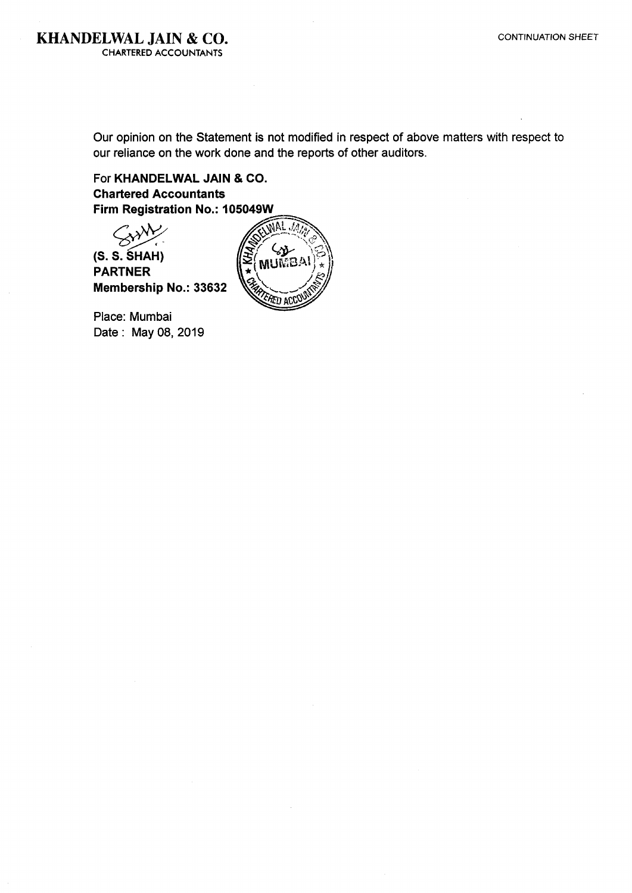Our opinion on the Statement is not modified in respect of above matters with respect to our reliance on the work done and the reports of other auditors.

For **KHANDELWAL JAIN & CO.**
**Chartered Accountants**
**Firm Registration No.: 105049W**

**(S. S. SHAH)**
**PARTNER**
**Membership No.: 33632**

Place: Mumbai
Date : May 08, 2019